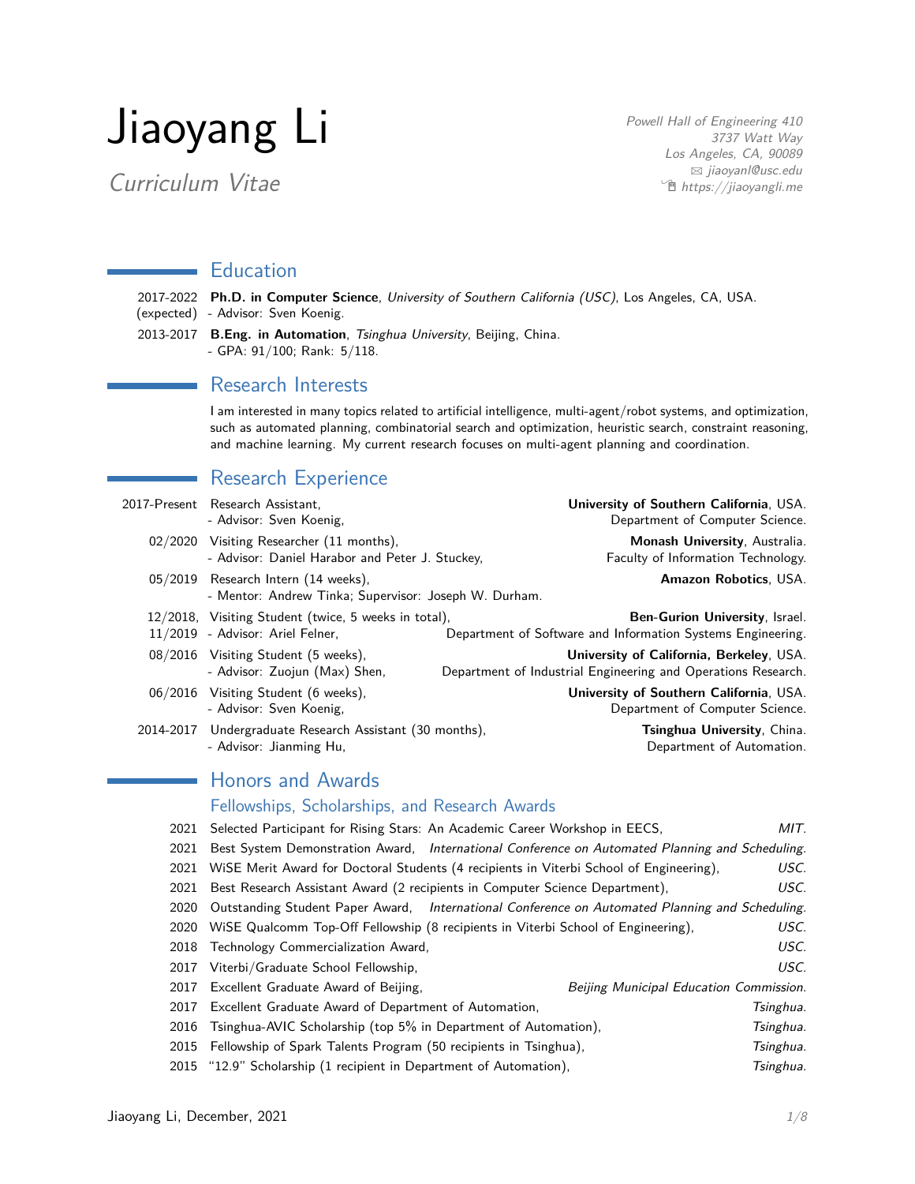# Jiaoyang Li

*Curriculum Vitae*

*Powell Hall of Engineering 410*
*3737 Watt Way*
*Los Angeles, CA, 90089*
*jiaoyanl@usc.edu*
*https://jiaoyangli.me*

## Education

2017-2022 (expected) **Ph.D. in Computer Science**, *University of Southern California (USC)*, Los Angeles, CA, USA.
- Advisor: Sven Koenig.

2013-2017 **B.Eng. in Automation**, *Tsinghua University*, Beijing, China.
- GPA: 91/100; Rank: 5/118.

## Research Interests

I am interested in many topics related to artificial intelligence, multi-agent/robot systems, and optimization, such as automated planning, combinatorial search and optimization, heuristic search, constraint reasoning, and machine learning. My current research focuses on multi-agent planning and coordination.

## Research Experience

2017-Present Research Assistant, **University of Southern California**, USA.
- Advisor: Sven Koenig, Department of Computer Science.

02/2020 Visiting Researcher (11 months), **Monash University**, Australia.
- Advisor: Daniel Harabor and Peter J. Stuckey, Faculty of Information Technology.

05/2019 Research Intern (14 weeks), **Amazon Robotics**, USA.
- Mentor: Andrew Tinka; Supervisor: Joseph W. Durham.

12/2018, 11/2019 Visiting Student (twice, 5 weeks in total), **Ben-Gurion University**, Israel.
- Advisor: Ariel Felner, Department of Software and Information Systems Engineering.

08/2016 Visiting Student (5 weeks), **University of California, Berkeley**, USA.
- Advisor: Zuojun (Max) Shen, Department of Industrial Engineering and Operations Research.

06/2016 Visiting Student (6 weeks), **University of Southern California**, USA.
- Advisor: Sven Koenig, Department of Computer Science.

2014-2017 Undergraduate Research Assistant (30 months), **Tsinghua University**, China.
- Advisor: Jianming Hu, Department of Automation.

## Honors and Awards

### Fellowships, Scholarships, and Research Awards

- 2021 Selected Participant for Rising Stars: An Academic Career Workshop in EECS, *MIT.*
- 2021 Best System Demonstration Award, *International Conference on Automated Planning and Scheduling.*
- 2021 WiSE Merit Award for Doctoral Students (4 recipients in Viterbi School of Engineering), *USC.*
- 2021 Best Research Assistant Award (2 recipients in Computer Science Department), *USC.*
- 2020 Outstanding Student Paper Award, *International Conference on Automated Planning and Scheduling.*
- 2020 WiSE Qualcomm Top-Off Fellowship (8 recipients in Viterbi School of Engineering), *USC.*
- 2018 Technology Commercialization Award, *USC.*
- 2017 Viterbi/Graduate School Fellowship, *USC.*
- 2017 Excellent Graduate Award of Beijing, *Beijing Municipal Education Commission.*
- 2017 Excellent Graduate Award of Department of Automation, *Tsinghua.*
- 2016 Tsinghua-AVIC Scholarship (top 5% in Department of Automation), *Tsinghua.*
- 2015 Fellowship of Spark Talents Program (50 recipients in Tsinghua), *Tsinghua.*
- 2015 "12.9" Scholarship (1 recipient in Department of Automation), *Tsinghua.*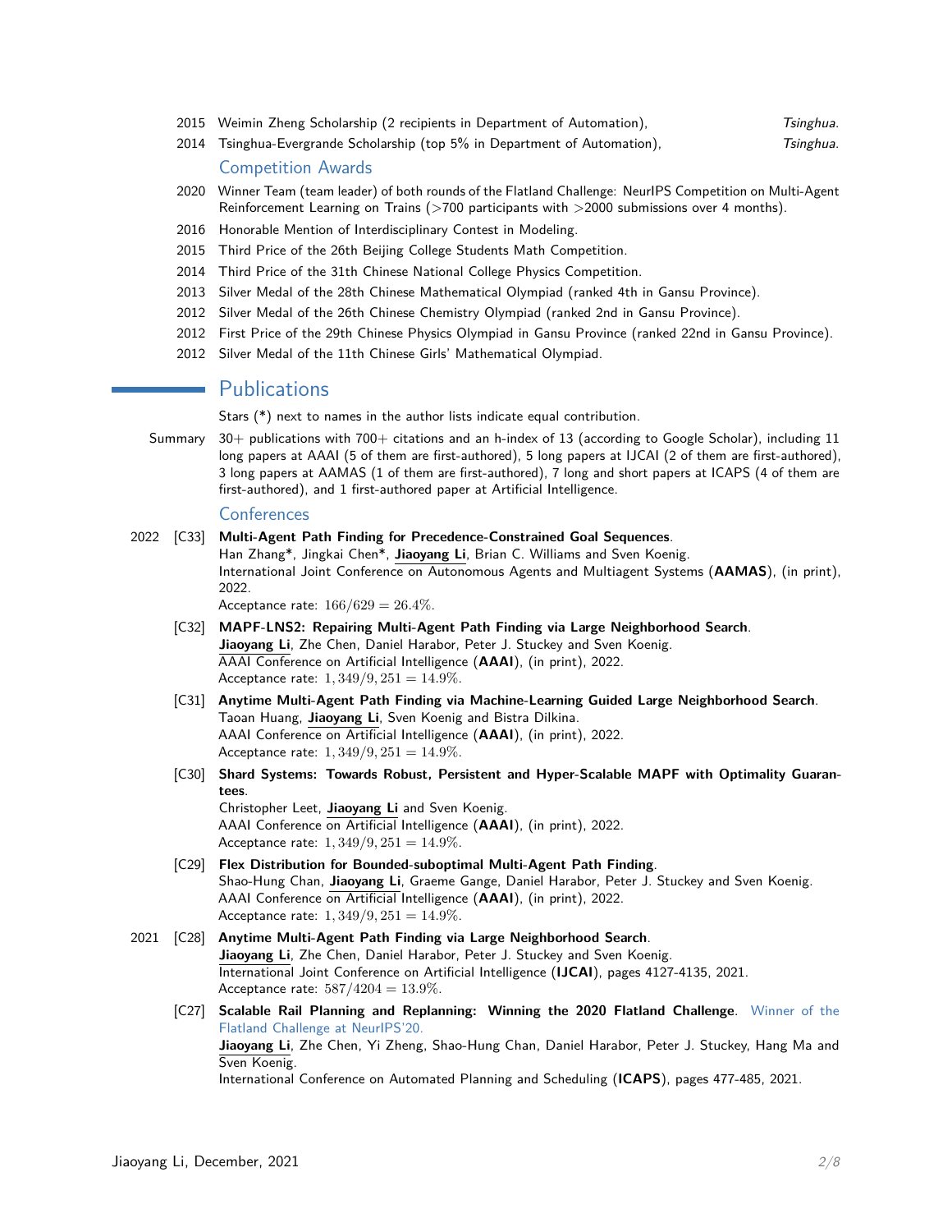- 2015 Weimin Zheng Scholarship (2 recipients in Department of Automation), *Tsinghua.*
- 2014 Tsinghua-Evergrande Scholarship (top 5% in Department of Automation), *Tsinghua.*

### Competition Awards

- 2020 Winner Team (team leader) of both rounds of the Flatland Challenge: NeurIPS Competition on Multi-Agent Reinforcement Learning on Trains (>700 participants with >2000 submissions over 4 months).
- 2016 Honorable Mention of Interdisciplinary Contest in Modeling.
- 2015 Third Price of the 26th Beijing College Students Math Competition.
- 2014 Third Price of the 31th Chinese National College Physics Competition.
- 2013 Silver Medal of the 28th Chinese Mathematical Olympiad (ranked 4th in Gansu Province).
- 2012 Silver Medal of the 26th Chinese Chemistry Olympiad (ranked 2nd in Gansu Province).
- 2012 First Price of the 29th Chinese Physics Olympiad in Gansu Province (ranked 22nd in Gansu Province).
- 2012 Silver Medal of the 11th Chinese Girls' Mathematical Olympiad.

## Publications

Stars (*) next to names in the author lists indicate equal contribution.

**Summary** 30+ publications with 700+ citations and an h-index of 13 (according to Google Scholar), including 11 long papers at AAAI (5 of them are first-authored), 5 long papers at IJCAI (2 of them are first-authored), 3 long papers at AAMAS (1 of them are first-authored), 7 long and short papers at ICAPS (4 of them are first-authored), and 1 first-authored paper at Artificial Intelligence.

### Conferences

**2022**

[C33] **Multi-Agent Path Finding for Precedence-Constrained Goal Sequences**.
Han Zhang*, Jingkai Chen*, **Jiaoyang Li**, Brian C. Williams and Sven Koenig.
International Joint Conference on Autonomous Agents and Multiagent Systems (**AAMAS**), (in print), 2022.
Acceptance rate: $166/629 = 26.4\%$.

[C32] **MAPF-LNS2: Repairing Multi-Agent Path Finding via Large Neighborhood Search**.
**Jiaoyang Li**, Zhe Chen, Daniel Harabor, Peter J. Stuckey and Sven Koenig.
AAAI Conference on Artificial Intelligence (**AAAI**), (in print), 2022.
Acceptance rate: $1,349/9,251 = 14.9\%$.

[C31] **Anytime Multi-Agent Path Finding via Machine-Learning Guided Large Neighborhood Search**.
Taoan Huang, **Jiaoyang Li**, Sven Koenig and Bistra Dilkina.
AAAI Conference on Artificial Intelligence (**AAAI**), (in print), 2022.
Acceptance rate: $1,349/9,251 = 14.9\%$.

[C30] **Shard Systems: Towards Robust, Persistent and Hyper-Scalable MAPF with Optimality Guarantees**.
Christopher Leet, **Jiaoyang Li** and Sven Koenig.
AAAI Conference on Artificial Intelligence (**AAAI**), (in print), 2022.
Acceptance rate: $1,349/9,251 = 14.9\%$.

[C29] **Flex Distribution for Bounded-suboptimal Multi-Agent Path Finding**.
Shao-Hung Chan, **Jiaoyang Li**, Graeme Gange, Daniel Harabor, Peter J. Stuckey and Sven Koenig.
AAAI Conference on Artificial Intelligence (**AAAI**), (in print), 2022.
Acceptance rate: $1,349/9,251 = 14.9\%$.

**2021**

[C28] **Anytime Multi-Agent Path Finding via Large Neighborhood Search**.
**Jiaoyang Li**, Zhe Chen, Daniel Harabor, Peter J. Stuckey and Sven Koenig.
International Joint Conference on Artificial Intelligence (**IJCAI**), pages 4127-4135, 2021.
Acceptance rate: $587/4204 = 13.9\%$.

[C27] **Scalable Rail Planning and Replanning: Winning the 2020 Flatland Challenge**. Winner of the Flatland Challenge at NeurIPS'20.
**Jiaoyang Li**, Zhe Chen, Yi Zheng, Shao-Hung Chan, Daniel Harabor, Peter J. Stuckey, Hang Ma and Sven Koenig.
International Conference on Automated Planning and Scheduling (**ICAPS**), pages 477-485, 2021.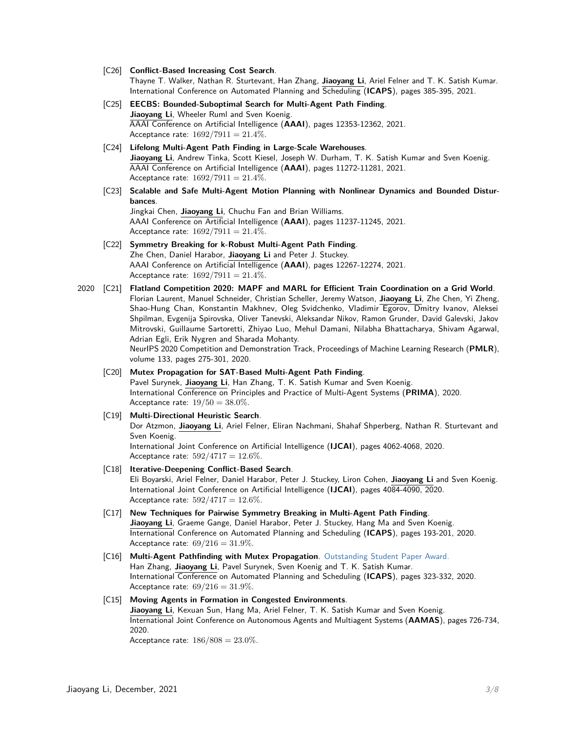[C26] **Conflict-Based Increasing Cost Search**.
Thayne T. Walker, Nathan R. Sturtevant, Han Zhang, **Jiaoyang Li**, Ariel Felner and T. K. Satish Kumar.
International Conference on Automated Planning and Scheduling (**ICAPS**), pages 385-395, 2021.

[C25] **EECBS: Bounded-Suboptimal Search for Multi-Agent Path Finding**.
**Jiaoyang Li**, Wheeler Ruml and Sven Koenig.
AAAI Conference on Artificial Intelligence (**AAAI**), pages 12353-12362, 2021.
Acceptance rate: $1692/7911 = 21.4\%$.

[C24] **Lifelong Multi-Agent Path Finding in Large-Scale Warehouses**.
**Jiaoyang Li**, Andrew Tinka, Scott Kiesel, Joseph W. Durham, T. K. Satish Kumar and Sven Koenig.
AAAI Conference on Artificial Intelligence (**AAAI**), pages 11272-11281, 2021.
Acceptance rate: $1692/7911 = 21.4\%$.

[C23] **Scalable and Safe Multi-Agent Motion Planning with Nonlinear Dynamics and Bounded Disturbances**.
Jingkai Chen, **Jiaoyang Li**, Chuchu Fan and Brian Williams.
AAAI Conference on Artificial Intelligence (**AAAI**), pages 11237-11245, 2021.
Acceptance rate: $1692/7911 = 21.4\%$.

[C22] **Symmetry Breaking for k-Robust Multi-Agent Path Finding**.
Zhe Chen, Daniel Harabor, **Jiaoyang Li** and Peter J. Stuckey.
AAAI Conference on Artificial Intelligence (**AAAI**), pages 12267-12274, 2021.
Acceptance rate: $1692/7911 = 21.4\%$.

2020

[C21] **Flatland Competition 2020: MAPF and MARL for Efficient Train Coordination on a Grid World**.
Florian Laurent, Manuel Schneider, Christian Scheller, Jeremy Watson, **Jiaoyang Li**, Zhe Chen, Yi Zheng, Shao-Hung Chan, Konstantin Makhnev, Oleg Svidchenko, Vladimir Egorov, Dmitry Ivanov, Aleksei Shpilman, Evgenija Spirovska, Oliver Tanevski, Aleksandar Nikov, Ramon Grunder, David Galevski, Jakov Mitrovski, Guillaume Sartoretti, Zhiyao Luo, Mehul Damani, Nilabha Bhattacharya, Shivam Agarwal, Adrian Egli, Erik Nygren and Sharada Mohanty.
NeurIPS 2020 Competition and Demonstration Track, Proceedings of Machine Learning Research (**PMLR**), volume 133, pages 275-301, 2020.

[C20] **Mutex Propagation for SAT-Based Multi-Agent Path Finding**.
Pavel Surynek, **Jiaoyang Li**, Han Zhang, T. K. Satish Kumar and Sven Koenig.
International Conference on Principles and Practice of Multi-Agent Systems (**PRIMA**), 2020.
Acceptance rate: $19/50 = 38.0\%$.

[C19] **Multi-Directional Heuristic Search**.
Dor Atzmon, **Jiaoyang Li**, Ariel Felner, Eliran Nachmani, Shahaf Shperberg, Nathan R. Sturtevant and Sven Koenig.
International Joint Conference on Artificial Intelligence (**IJCAI**), pages 4062-4068, 2020.
Acceptance rate: $592/4717 = 12.6\%$.

[C18] **Iterative-Deepening Conflict-Based Search**.
Eli Boyarski, Ariel Felner, Daniel Harabor, Peter J. Stuckey, Liron Cohen, **Jiaoyang Li** and Sven Koenig.
International Joint Conference on Artificial Intelligence (**IJCAI**), pages 4084-4090, 2020.
Acceptance rate: $592/4717 = 12.6\%$.

[C17] **New Techniques for Pairwise Symmetry Breaking in Multi-Agent Path Finding**.
**Jiaoyang Li**, Graeme Gange, Daniel Harabor, Peter J. Stuckey, Hang Ma and Sven Koenig.
International Conference on Automated Planning and Scheduling (**ICAPS**), pages 193-201, 2020.
Acceptance rate: $69/216 = 31.9\%$.

[C16] **Multi-Agent Pathfinding with Mutex Propagation**. Outstanding Student Paper Award.
Han Zhang, **Jiaoyang Li**, Pavel Surynek, Sven Koenig and T. K. Satish Kumar.
International Conference on Automated Planning and Scheduling (**ICAPS**), pages 323-332, 2020.
Acceptance rate: $69/216 = 31.9\%$.

[C15] **Moving Agents in Formation in Congested Environments**.
**Jiaoyang Li**, Kexuan Sun, Hang Ma, Ariel Felner, T. K. Satish Kumar and Sven Koenig.
International Joint Conference on Autonomous Agents and Multiagent Systems (**AAMAS**), pages 726-734, 2020.
Acceptance rate: $186/808 = 23.0\%$.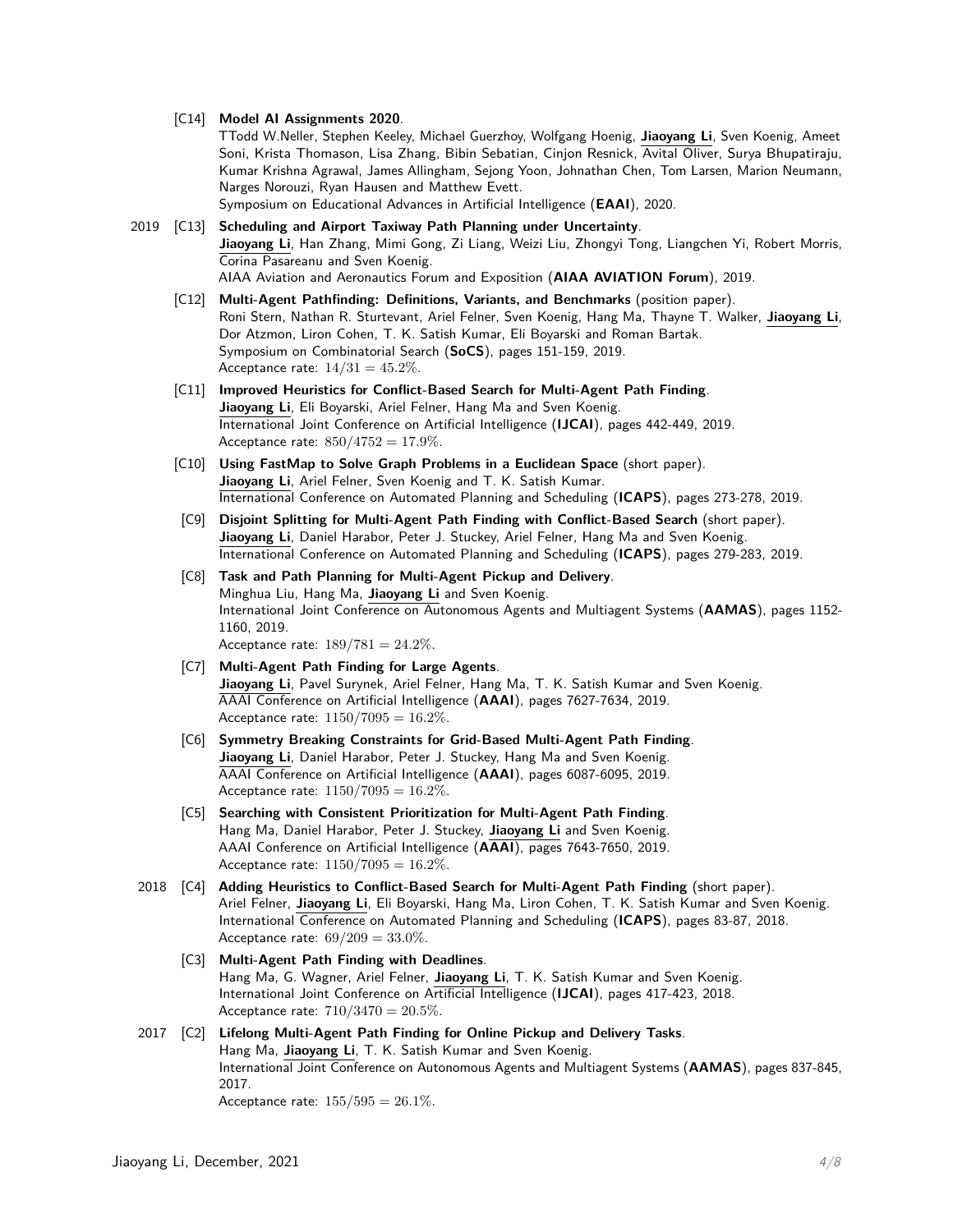[C14] **Model AI Assignments 2020**.
TTodd W.Neller, Stephen Keeley, Michael Guerzhoy, Wolfgang Hoenig, **Jiaoyang Li**, Sven Koenig, Ameet Soni, Krista Thomason, Lisa Zhang, Bibin Sebatian, Cinjon Resnick, Avital Oliver, Surya Bhupatiraju, Kumar Krishna Agrawal, James Allingham, Sejong Yoon, Johnathan Chen, Tom Larsen, Marion Neumann, Narges Norouzi, Ryan Hausen and Matthew Evett.
Symposium on Educational Advances in Artificial Intelligence (**EAAI**), 2020.

2019 [C13] **Scheduling and Airport Taxiway Path Planning under Uncertainty**.
**Jiaoyang Li**, Han Zhang, Mimi Gong, Zi Liang, Weizi Liu, Zhongyi Tong, Liangchen Yi, Robert Morris, Corina Pasareanu and Sven Koenig.
AIAA Aviation and Aeronautics Forum and Exposition (**AIAA AVIATION Forum**), 2019.

[C12] **Multi-Agent Pathfinding: Definitions, Variants, and Benchmarks** (position paper).
Roni Stern, Nathan R. Sturtevant, Ariel Felner, Sven Koenig, Hang Ma, Thayne T. Walker, **Jiaoyang Li**, Dor Atzmon, Liron Cohen, T. K. Satish Kumar, Eli Boyarski and Roman Bartak.
Symposium on Combinatorial Search (**SoCS**), pages 151-159, 2019.
Acceptance rate: $14/31 = 45.2\%$.

[C11] **Improved Heuristics for Conflict-Based Search for Multi-Agent Path Finding**.
**Jiaoyang Li**, Eli Boyarski, Ariel Felner, Hang Ma and Sven Koenig.
International Joint Conference on Artificial Intelligence (**IJCAI**), pages 442-449, 2019.
Acceptance rate: $850/4752 = 17.9\%$.

[C10] **Using FastMap to Solve Graph Problems in a Euclidean Space** (short paper).
**Jiaoyang Li**, Ariel Felner, Sven Koenig and T. K. Satish Kumar.
International Conference on Automated Planning and Scheduling (**ICAPS**), pages 273-278, 2019.

[C9] **Disjoint Splitting for Multi-Agent Path Finding with Conflict-Based Search** (short paper).
**Jiaoyang Li**, Daniel Harabor, Peter J. Stuckey, Ariel Felner, Hang Ma and Sven Koenig.
International Conference on Automated Planning and Scheduling (**ICAPS**), pages 279-283, 2019.

[C8] **Task and Path Planning for Multi-Agent Pickup and Delivery**.
Minghua Liu, Hang Ma, **Jiaoyang Li** and Sven Koenig.
International Joint Conference on Autonomous Agents and Multiagent Systems (**AAMAS**), pages 1152-1160, 2019.
Acceptance rate: $189/781 = 24.2\%$.

[C7] **Multi-Agent Path Finding for Large Agents**.
**Jiaoyang Li**, Pavel Surynek, Ariel Felner, Hang Ma, T. K. Satish Kumar and Sven Koenig.
AAAI Conference on Artificial Intelligence (**AAAI**), pages 7627-7634, 2019.
Acceptance rate: $1150/7095 = 16.2\%$.

[C6] **Symmetry Breaking Constraints for Grid-Based Multi-Agent Path Finding**.
**Jiaoyang Li**, Daniel Harabor, Peter J. Stuckey, Hang Ma and Sven Koenig.
AAAI Conference on Artificial Intelligence (**AAAI**), pages 6087-6095, 2019.
Acceptance rate: $1150/7095 = 16.2\%$.

[C5] **Searching with Consistent Prioritization for Multi-Agent Path Finding**.
Hang Ma, Daniel Harabor, Peter J. Stuckey, **Jiaoyang Li** and Sven Koenig.
AAAI Conference on Artificial Intelligence (**AAAI**), pages 7643-7650, 2019.
Acceptance rate: $1150/7095 = 16.2\%$.

2018 [C4] **Adding Heuristics to Conflict-Based Search for Multi-Agent Path Finding** (short paper).
Ariel Felner, **Jiaoyang Li**, Eli Boyarski, Hang Ma, Liron Cohen, T. K. Satish Kumar and Sven Koenig.
International Conference on Automated Planning and Scheduling (**ICAPS**), pages 83-87, 2018.
Acceptance rate: $69/209 = 33.0\%$.

[C3] **Multi-Agent Path Finding with Deadlines**.
Hang Ma, G. Wagner, Ariel Felner, **Jiaoyang Li**, T. K. Satish Kumar and Sven Koenig.
International Joint Conference on Artificial Intelligence (**IJCAI**), pages 417-423, 2018.
Acceptance rate: $710/3470 = 20.5\%$.

2017 [C2] **Lifelong Multi-Agent Path Finding for Online Pickup and Delivery Tasks**.
Hang Ma, **Jiaoyang Li**, T. K. Satish Kumar and Sven Koenig.
International Joint Conference on Autonomous Agents and Multiagent Systems (**AAMAS**), pages 837-845, 2017.
Acceptance rate: $155/595 = 26.1\%$.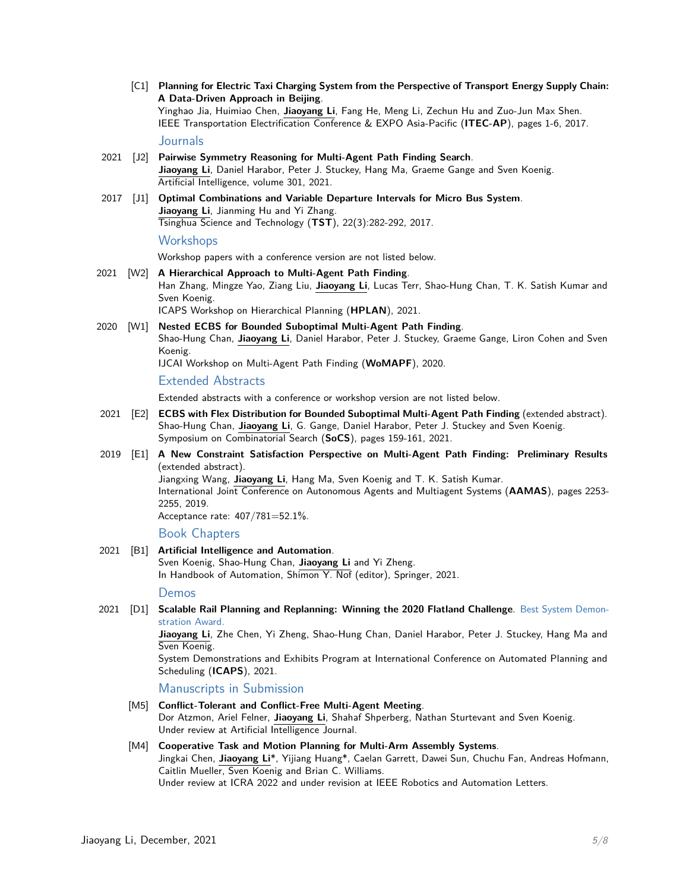[C1] **Planning for Electric Taxi Charging System from the Perspective of Transport Energy Supply Chain: A Data-Driven Approach in Beijing**.
Yinghao Jia, Huimiao Chen, **Jiaoyang Li**, Fang He, Meng Li, Zechun Hu and Zuo-Jun Max Shen.
IEEE Transportation Electrification Conference & EXPO Asia-Pacific (**ITEC-AP**), pages 1-6, 2017.

## Journals

2021 [J2] **Pairwise Symmetry Reasoning for Multi-Agent Path Finding Search**.
**Jiaoyang Li**, Daniel Harabor, Peter J. Stuckey, Hang Ma, Graeme Gange and Sven Koenig.
Artificial Intelligence, volume 301, 2021.

2017 [J1] **Optimal Combinations and Variable Departure Intervals for Micro Bus System**.
**Jiaoyang Li**, Jianming Hu and Yi Zhang.
Tsinghua Science and Technology (**TST**), 22(3):282-292, 2017.

## Workshops

Workshop papers with a conference version are not listed below.

2021 [W2] **A Hierarchical Approach to Multi-Agent Path Finding**.
Han Zhang, Mingze Yao, Ziang Liu, **Jiaoyang Li**, Lucas Terr, Shao-Hung Chan, T. K. Satish Kumar and Sven Koenig.
ICAPS Workshop on Hierarchical Planning (**HPLAN**), 2021.

2020 [W1] **Nested ECBS for Bounded Suboptimal Multi-Agent Path Finding**.
Shao-Hung Chan, **Jiaoyang Li**, Daniel Harabor, Peter J. Stuckey, Graeme Gange, Liron Cohen and Sven Koenig.
IJCAI Workshop on Multi-Agent Path Finding (**WoMAPF**), 2020.

## Extended Abstracts

Extended abstracts with a conference or workshop version are not listed below.

2021 [E2] **ECBS with Flex Distribution for Bounded Suboptimal Multi-Agent Path Finding** (extended abstract).
Shao-Hung Chan, **Jiaoyang Li**, G. Gange, Daniel Harabor, Peter J. Stuckey and Sven Koenig.
Symposium on Combinatorial Search (**SoCS**), pages 159-161, 2021.

2019 [E1] **A New Constraint Satisfaction Perspective on Multi-Agent Path Finding: Preliminary Results** (extended abstract).
Jiangxing Wang, **Jiaoyang Li**, Hang Ma, Sven Koenig and T. K. Satish Kumar.
International Joint Conference on Autonomous Agents and Multiagent Systems (**AAMAS**), pages 2253-2255, 2019.
Acceptance rate: 407/781=52.1%.

## Book Chapters

2021 [B1] **Artificial Intelligence and Automation**.
Sven Koenig, Shao-Hung Chan, **Jiaoyang Li** and Yi Zheng.
In Handbook of Automation, Shimon Y. Nof (editor), Springer, 2021.

## Demos

2021 [D1] **Scalable Rail Planning and Replanning: Winning the 2020 Flatland Challenge**. Best System Demonstration Award.
**Jiaoyang Li**, Zhe Chen, Yi Zheng, Shao-Hung Chan, Daniel Harabor, Peter J. Stuckey, Hang Ma and Sven Koenig.
System Demonstrations and Exhibits Program at International Conference on Automated Planning and Scheduling (**ICAPS**), 2021.

## Manuscripts in Submission

[M5] **Conflict-Tolerant and Conflict-Free Multi-Agent Meeting**.
Dor Atzmon, Ariel Felner, **Jiaoyang Li**, Shahaf Shperberg, Nathan Sturtevant and Sven Koenig.
Under review at Artificial Intelligence Journal.

[M4] **Cooperative Task and Motion Planning for Multi-Arm Assembly Systems**.
Jingkai Chen, **Jiaoyang Li***, Yijiang Huang*, Caelan Garrett, Dawei Sun, Chuchu Fan, Andreas Hofmann, Caitlin Mueller, Sven Koenig and Brian C. Williams.
Under review at ICRA 2022 and under revision at IEEE Robotics and Automation Letters.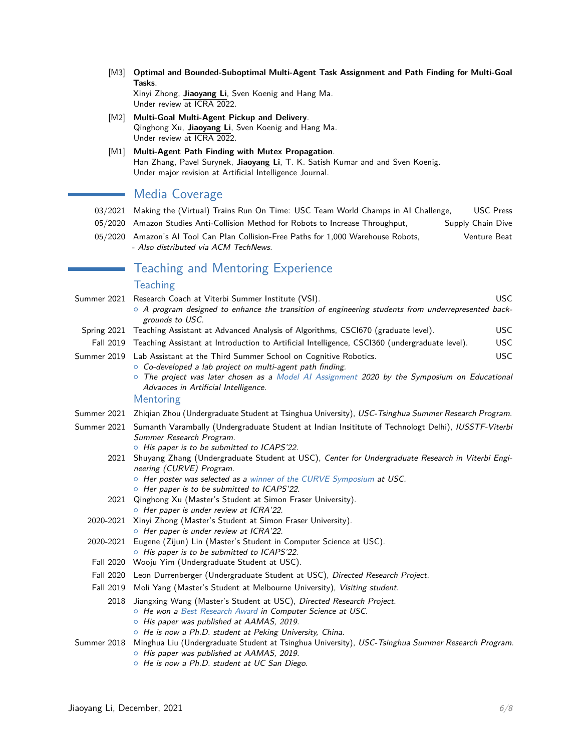- [M3] **Optimal and Bounded-Suboptimal Multi-Agent Task Assignment and Path Finding for Multi-Goal Tasks**.
  Xinyi Zhong, **Jiaoyang Li**, Sven Koenig and Hang Ma.
  Under review at ICRA 2022.
- [M2] **Multi-Goal Multi-Agent Pickup and Delivery**.
  Qinghong Xu, **Jiaoyang Li**, Sven Koenig and Hang Ma.
  Under review at ICRA 2022.
- [M1] **Multi-Agent Path Finding with Mutex Propagation**.
  Han Zhang, Pavel Surynek, **Jiaoyang Li**, T. K. Satish Kumar and and Sven Koenig.
  Under major revision at Artificial Intelligence Journal.

## Media Coverage

- 03/2021 Making the (Virtual) Trains Run On Time: USC Team World Champs in AI Challenge, USC Press
- 05/2020 Amazon Studies Anti-Collision Method for Robots to Increase Throughput, Supply Chain Dive
- 05/2020 Amazon's AI Tool Can Plan Collision-Free Paths for 1,000 Warehouse Robots, Venture Beat
  - *Also distributed via ACM TechNews.*

## Teaching and Mentoring Experience

### Teaching

- Summer 2021 Research Coach at Viterbi Summer Institute (VSI). USC
  - *A program designed to enhance the transition of engineering students from underrepresented backgrounds to USC.*
- Spring 2021 Teaching Assistant at Advanced Analysis of Algorithms, CSCI670 (graduate level). USC
- Fall 2019 Teaching Assistant at Introduction to Artificial Intelligence, CSCI360 (undergraduate level). USC
- Summer 2019 Lab Assistant at the Third Summer School on Cognitive Robotics. USC
  - *Co-developed a lab project on multi-agent path finding.*
  - *The project was later chosen as a Model AI Assignment 2020 by the Symposium on Educational Advances in Artificial Intelligence.*

### Mentoring

- Summer 2021 Zhiqian Zhou (Undergraduate Student at Tsinghua University), *USC-Tsinghua Summer Research Program.*
- Summer 2021 Sumanth Varambally (Undergraduate Student at Indian Insititute of Technologt Delhi), *IUSSTF-Viterbi Summer Research Program.*
  - *His paper is to be submitted to ICAPS'22.*
- 2021 Shuyang Zhang (Undergraduate Student at USC), *Center for Undergraduate Research in Viterbi Engineering (CURVE) Program.*
  - *Her poster was selected as a winner of the CURVE Symposium at USC.*
  - *Her paper is to be submitted to ICAPS'22.*
- 2021 Qinghong Xu (Master's Student at Simon Fraser University).
  - *Her paper is under review at ICRA'22.*
- 2020-2021 Xinyi Zhong (Master's Student at Simon Fraser University).
  - *Her paper is under review at ICRA'22.*
- 2020-2021 Eugene (Zijun) Lin (Master's Student in Computer Science at USC).
  - *His paper is to be submitted to ICAPS'22.*
- Fall 2020 Wooju Yim (Undergraduate Student at USC).
- Fall 2020 Leon Durrenberger (Undergraduate Student at USC), *Directed Research Project.*
- Fall 2019 Moli Yang (Master's Student at Melbourne University), *Visiting student.*
- 2018 Jiangxing Wang (Master's Student at USC), *Directed Research Project.*
  - *He won a Best Research Award in Computer Science at USC.*
  - *His paper was published at AAMAS, 2019.*
  - *He is now a Ph.D. student at Peking University, China.*
- Summer 2018 Minghua Liu (Undergraduate Student at Tsinghua University), *USC-Tsinghua Summer Research Program.*
  - *His paper was published at AAMAS, 2019.*
  - *He is now a Ph.D. student at UC San Diego.*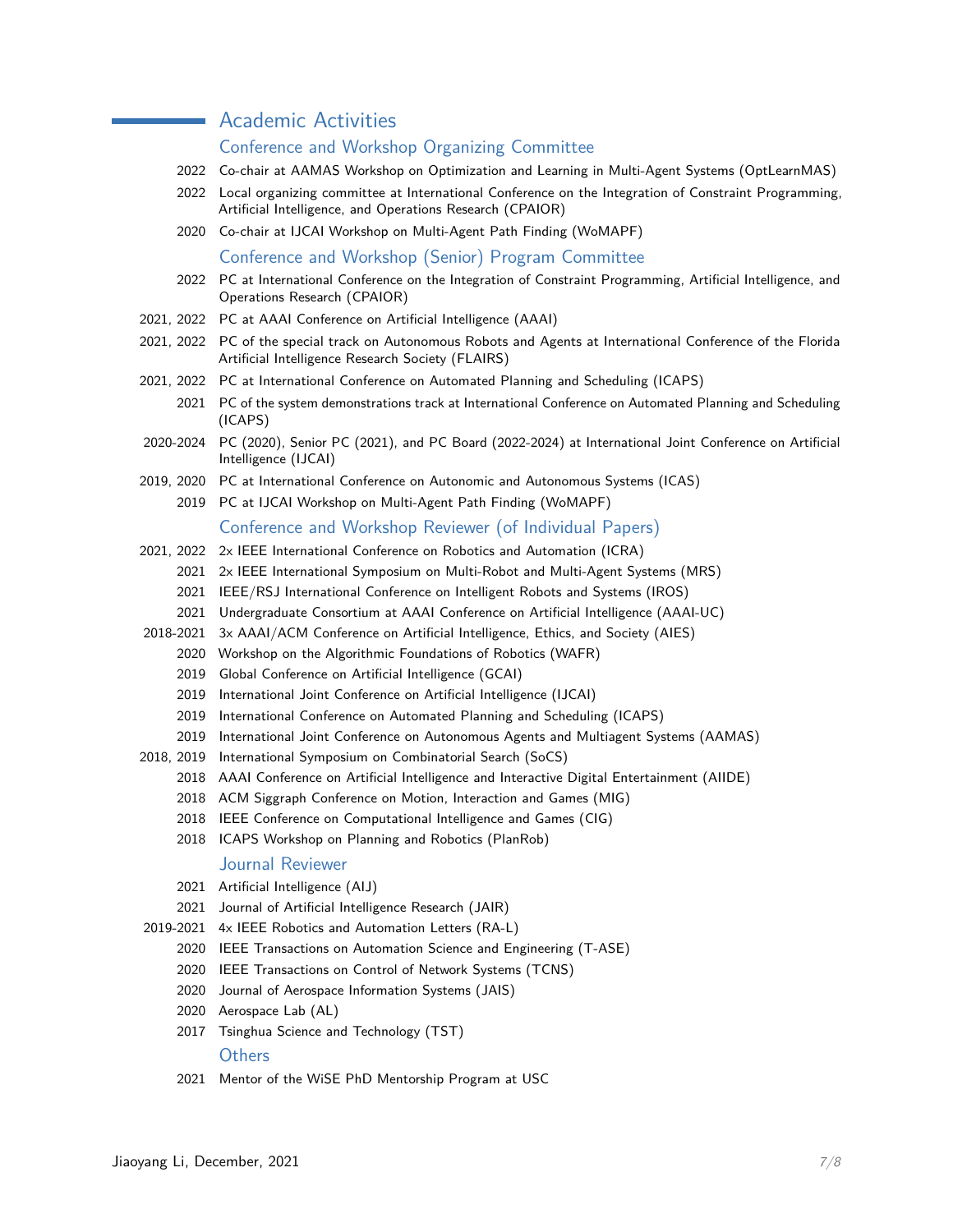## Academic Activities

### Conference and Workshop Organizing Committee

- 2022 Co-chair at AAMAS Workshop on Optimization and Learning in Multi-Agent Systems (OptLearnMAS)
- 2022 Local organizing committee at International Conference on the Integration of Constraint Programming, Artificial Intelligence, and Operations Research (CPAIOR)
- 2020 Co-chair at IJCAI Workshop on Multi-Agent Path Finding (WoMAPF)

### Conference and Workshop (Senior) Program Committee

- 2022 PC at International Conference on the Integration of Constraint Programming, Artificial Intelligence, and Operations Research (CPAIOR)
- 2021, 2022 PC at AAAI Conference on Artificial Intelligence (AAAI)
- 2021, 2022 PC of the special track on Autonomous Robots and Agents at International Conference of the Florida Artificial Intelligence Research Society (FLAIRS)
- 2021, 2022 PC at International Conference on Automated Planning and Scheduling (ICAPS)
- 2021 PC of the system demonstrations track at International Conference on Automated Planning and Scheduling (ICAPS)
- 2020-2024 PC (2020), Senior PC (2021), and PC Board (2022-2024) at International Joint Conference on Artificial Intelligence (IJCAI)
- 2019, 2020 PC at International Conference on Autonomic and Autonomous Systems (ICAS)
- 2019 PC at IJCAI Workshop on Multi-Agent Path Finding (WoMAPF)

### Conference and Workshop Reviewer (of Individual Papers)

- 2021, 2022 2x IEEE International Conference on Robotics and Automation (ICRA)
- 2021 2x IEEE International Symposium on Multi-Robot and Multi-Agent Systems (MRS)
- 2021 IEEE/RSJ International Conference on Intelligent Robots and Systems (IROS)
- 2021 Undergraduate Consortium at AAAI Conference on Artificial Intelligence (AAAI-UC)
- 2018-2021 3x AAAI/ACM Conference on Artificial Intelligence, Ethics, and Society (AIES)
- 2020 Workshop on the Algorithmic Foundations of Robotics (WAFR)
- 2019 Global Conference on Artificial Intelligence (GCAI)
- 2019 International Joint Conference on Artificial Intelligence (IJCAI)
- 2019 International Conference on Automated Planning and Scheduling (ICAPS)
- 2019 International Joint Conference on Autonomous Agents and Multiagent Systems (AAMAS)
- 2018, 2019 International Symposium on Combinatorial Search (SoCS)
- 2018 AAAI Conference on Artificial Intelligence and Interactive Digital Entertainment (AIIDE)
- 2018 ACM Siggraph Conference on Motion, Interaction and Games (MIG)
- 2018 IEEE Conference on Computational Intelligence and Games (CIG)
- 2018 ICAPS Workshop on Planning and Robotics (PlanRob)

### Journal Reviewer

- 2021 Artificial Intelligence (AIJ)
- 2021 Journal of Artificial Intelligence Research (JAIR)
- 2019-2021 4x IEEE Robotics and Automation Letters (RA-L)
- 2020 IEEE Transactions on Automation Science and Engineering (T-ASE)
- 2020 IEEE Transactions on Control of Network Systems (TCNS)
- 2020 Journal of Aerospace Information Systems (JAIS)
- 2020 Aerospace Lab (AL)
- 2017 Tsinghua Science and Technology (TST)

### Others

- 2021 Mentor of the WiSE PhD Mentorship Program at USC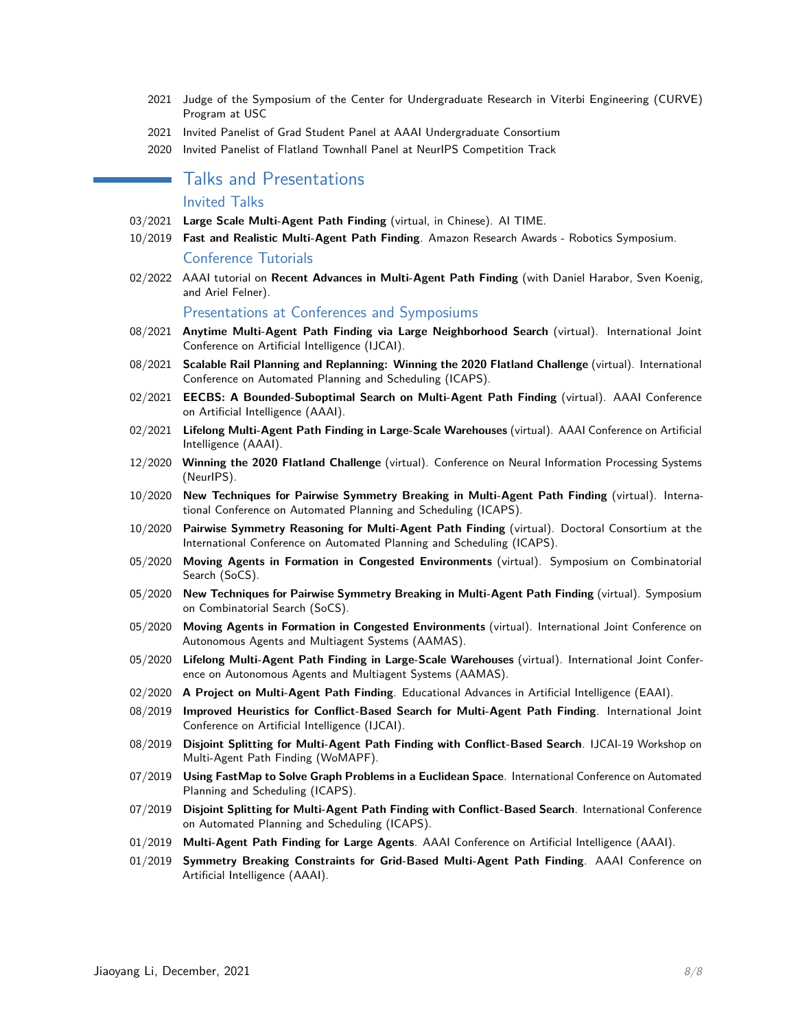- 2021 Judge of the Symposium of the Center for Undergraduate Research in Viterbi Engineering (CURVE) Program at USC
- 2021 Invited Panelist of Grad Student Panel at AAAI Undergraduate Consortium
- 2020 Invited Panelist of Flatland Townhall Panel at NeurIPS Competition Track

## Talks and Presentations

### Invited Talks

- 03/2021 **Large Scale Multi-Agent Path Finding** (virtual, in Chinese). AI TIME.
- 10/2019 **Fast and Realistic Multi-Agent Path Finding**. Amazon Research Awards - Robotics Symposium.

### Conference Tutorials

- 02/2022 AAAI tutorial on **Recent Advances in Multi-Agent Path Finding** (with Daniel Harabor, Sven Koenig, and Ariel Felner).

### Presentations at Conferences and Symposiums

- 08/2021 **Anytime Multi-Agent Path Finding via Large Neighborhood Search** (virtual). International Joint Conference on Artificial Intelligence (IJCAI).
- 08/2021 **Scalable Rail Planning and Replanning: Winning the 2020 Flatland Challenge** (virtual). International Conference on Automated Planning and Scheduling (ICAPS).
- 02/2021 **EECBS: A Bounded-Suboptimal Search on Multi-Agent Path Finding** (virtual). AAAI Conference on Artificial Intelligence (AAAI).
- 02/2021 **Lifelong Multi-Agent Path Finding in Large-Scale Warehouses** (virtual). AAAI Conference on Artificial Intelligence (AAAI).
- 12/2020 **Winning the 2020 Flatland Challenge** (virtual). Conference on Neural Information Processing Systems (NeurIPS).
- 10/2020 **New Techniques for Pairwise Symmetry Breaking in Multi-Agent Path Finding** (virtual). International Conference on Automated Planning and Scheduling (ICAPS).
- 10/2020 **Pairwise Symmetry Reasoning for Multi-Agent Path Finding** (virtual). Doctoral Consortium at the International Conference on Automated Planning and Scheduling (ICAPS).
- 05/2020 **Moving Agents in Formation in Congested Environments** (virtual). Symposium on Combinatorial Search (SoCS).
- 05/2020 **New Techniques for Pairwise Symmetry Breaking in Multi-Agent Path Finding** (virtual). Symposium on Combinatorial Search (SoCS).
- 05/2020 **Moving Agents in Formation in Congested Environments** (virtual). International Joint Conference on Autonomous Agents and Multiagent Systems (AAMAS).
- 05/2020 **Lifelong Multi-Agent Path Finding in Large-Scale Warehouses** (virtual). International Joint Conference on Autonomous Agents and Multiagent Systems (AAMAS).
- 02/2020 **A Project on Multi-Agent Path Finding**. Educational Advances in Artificial Intelligence (EAAI).
- 08/2019 **Improved Heuristics for Conflict-Based Search for Multi-Agent Path Finding**. International Joint Conference on Artificial Intelligence (IJCAI).
- 08/2019 **Disjoint Splitting for Multi-Agent Path Finding with Conflict-Based Search**. IJCAI-19 Workshop on Multi-Agent Path Finding (WoMAPF).
- 07/2019 **Using FastMap to Solve Graph Problems in a Euclidean Space**. International Conference on Automated Planning and Scheduling (ICAPS).
- 07/2019 **Disjoint Splitting for Multi-Agent Path Finding with Conflict-Based Search**. International Conference on Automated Planning and Scheduling (ICAPS).
- 01/2019 **Multi-Agent Path Finding for Large Agents**. AAAI Conference on Artificial Intelligence (AAAI).
- 01/2019 **Symmetry Breaking Constraints for Grid-Based Multi-Agent Path Finding**. AAAI Conference on Artificial Intelligence (AAAI).